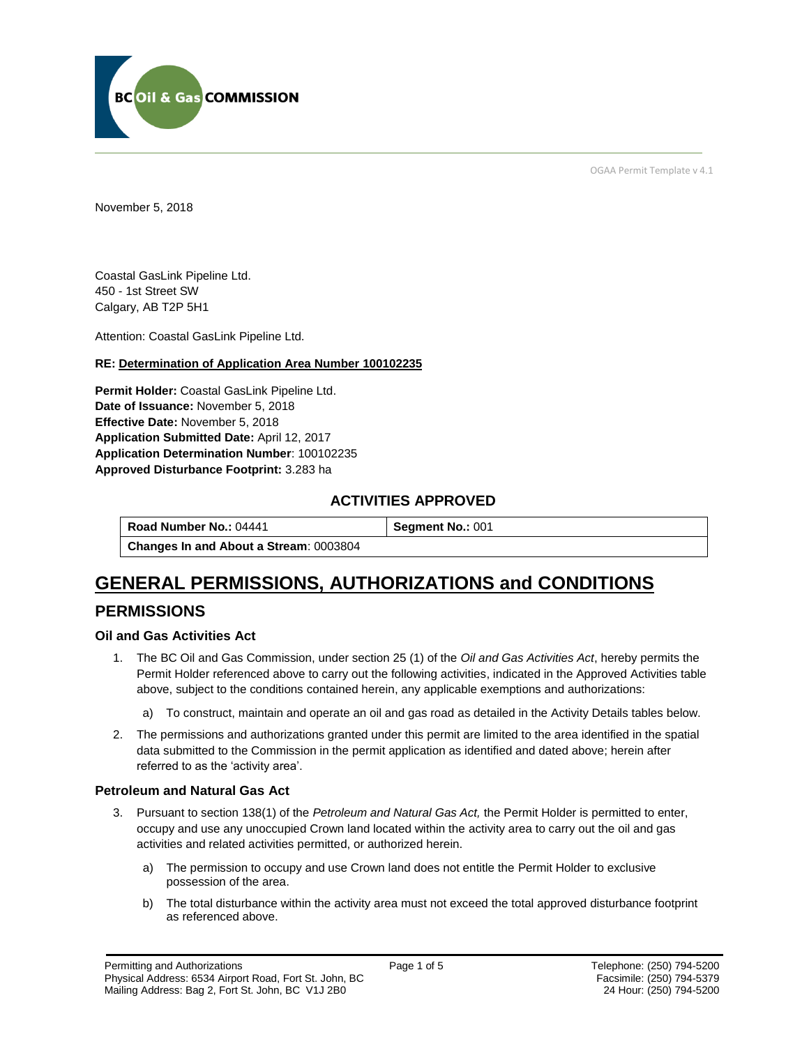BC Oil & Gas COMMISSION

OGAA Permit Template v 4.1

November 5, 2018

Coastal GasLink Pipeline Ltd.
450 - 1st Street SW
Calgary, AB T2P 5H1

Attention: Coastal GasLink Pipeline Ltd.

**RE: Determination of Application Area Number 100102235**

**Permit Holder:** Coastal GasLink Pipeline Ltd.
**Date of Issuance:** November 5, 2018
**Effective Date:** November 5, 2018
**Application Submitted Date:** April 12, 2017
**Application Determination Number**: 100102235
**Approved Disturbance Footprint:** 3.283 ha

### ACTIVITIES APPROVED

| **Road Number No.:** 04441 | **Segment No.:** 001 |
|---|---|
| **Changes In and About a Stream**: 0003804 | |

# GENERAL PERMISSIONS, AUTHORIZATIONS and CONDITIONS

## PERMISSIONS

### Oil and Gas Activities Act

1. The BC Oil and Gas Commission, under section 25 (1) of the *Oil and Gas Activities Act*, hereby permits the Permit Holder referenced above to carry out the following activities, indicated in the Approved Activities table above, subject to the conditions contained herein, any applicable exemptions and authorizations:
    a) To construct, maintain and operate an oil and gas road as detailed in the Activity Details tables below.
2. The permissions and authorizations granted under this permit are limited to the area identified in the spatial data submitted to the Commission in the permit application as identified and dated above; herein after referred to as the 'activity area'.

### Petroleum and Natural Gas Act

3. Pursuant to section 138(1) of the *Petroleum and Natural Gas Act,* the Permit Holder is permitted to enter, occupy and use any unoccupied Crown land located within the activity area to carry out the oil and gas activities and related activities permitted, or authorized herein.
    a) The permission to occupy and use Crown land does not entitle the Permit Holder to exclusive possession of the area.
    b) The total disturbance within the activity area must not exceed the total approved disturbance footprint as referenced above.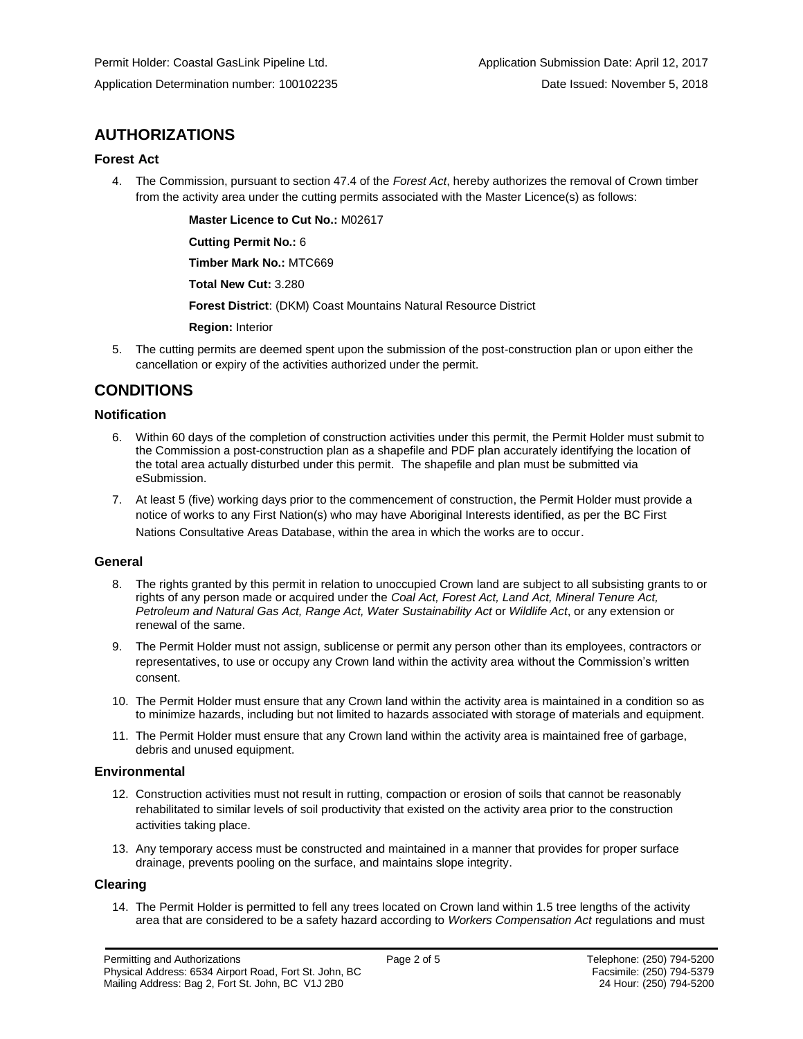Permit Holder: Coastal GasLink Pipeline Ltd.
Application Submission Date: April 12, 2017

Application Determination number: 100102235
Date Issued: November 5, 2018

## AUTHORIZATIONS

### Forest Act

4. The Commission, pursuant to section 47.4 of the *Forest Act*, hereby authorizes the removal of Crown timber from the activity area under the cutting permits associated with the Master Licence(s) as follows:

   **Master Licence to Cut No.:** M02617

   **Cutting Permit No.:** 6

   **Timber Mark No.:** MTC669

   **Total New Cut:** 3.280

   **Forest District**: (DKM) Coast Mountains Natural Resource District

   **Region:** Interior

5. The cutting permits are deemed spent upon the submission of the post-construction plan or upon either the cancellation or expiry of the activities authorized under the permit.

## CONDITIONS

### Notification

6. Within 60 days of the completion of construction activities under this permit, the Permit Holder must submit to the Commission a post-construction plan as a shapefile and PDF plan accurately identifying the location of the total area actually disturbed under this permit. The shapefile and plan must be submitted via eSubmission.

7. At least 5 (five) working days prior to the commencement of construction, the Permit Holder must provide a notice of works to any First Nation(s) who may have Aboriginal Interests identified, as per the BC First Nations Consultative Areas Database, within the area in which the works are to occur.

### General

8. The rights granted by this permit in relation to unoccupied Crown land are subject to all subsisting grants to or rights of any person made or acquired under the *Coal Act, Forest Act, Land Act, Mineral Tenure Act, Petroleum and Natural Gas Act, Range Act, Water Sustainability Act* or *Wildlife Act*, or any extension or renewal of the same.

9. The Permit Holder must not assign, sublicense or permit any person other than its employees, contractors or representatives, to use or occupy any Crown land within the activity area without the Commission's written consent.

10. The Permit Holder must ensure that any Crown land within the activity area is maintained in a condition so as to minimize hazards, including but not limited to hazards associated with storage of materials and equipment.

11. The Permit Holder must ensure that any Crown land within the activity area is maintained free of garbage, debris and unused equipment.

### Environmental

12. Construction activities must not result in rutting, compaction or erosion of soils that cannot be reasonably rehabilitated to similar levels of soil productivity that existed on the activity area prior to the construction activities taking place.

13. Any temporary access must be constructed and maintained in a manner that provides for proper surface drainage, prevents pooling on the surface, and maintains slope integrity.

### Clearing

14. The Permit Holder is permitted to fell any trees located on Crown land within 1.5 tree lengths of the activity area that are considered to be a safety hazard according to *Workers Compensation Act* regulations and must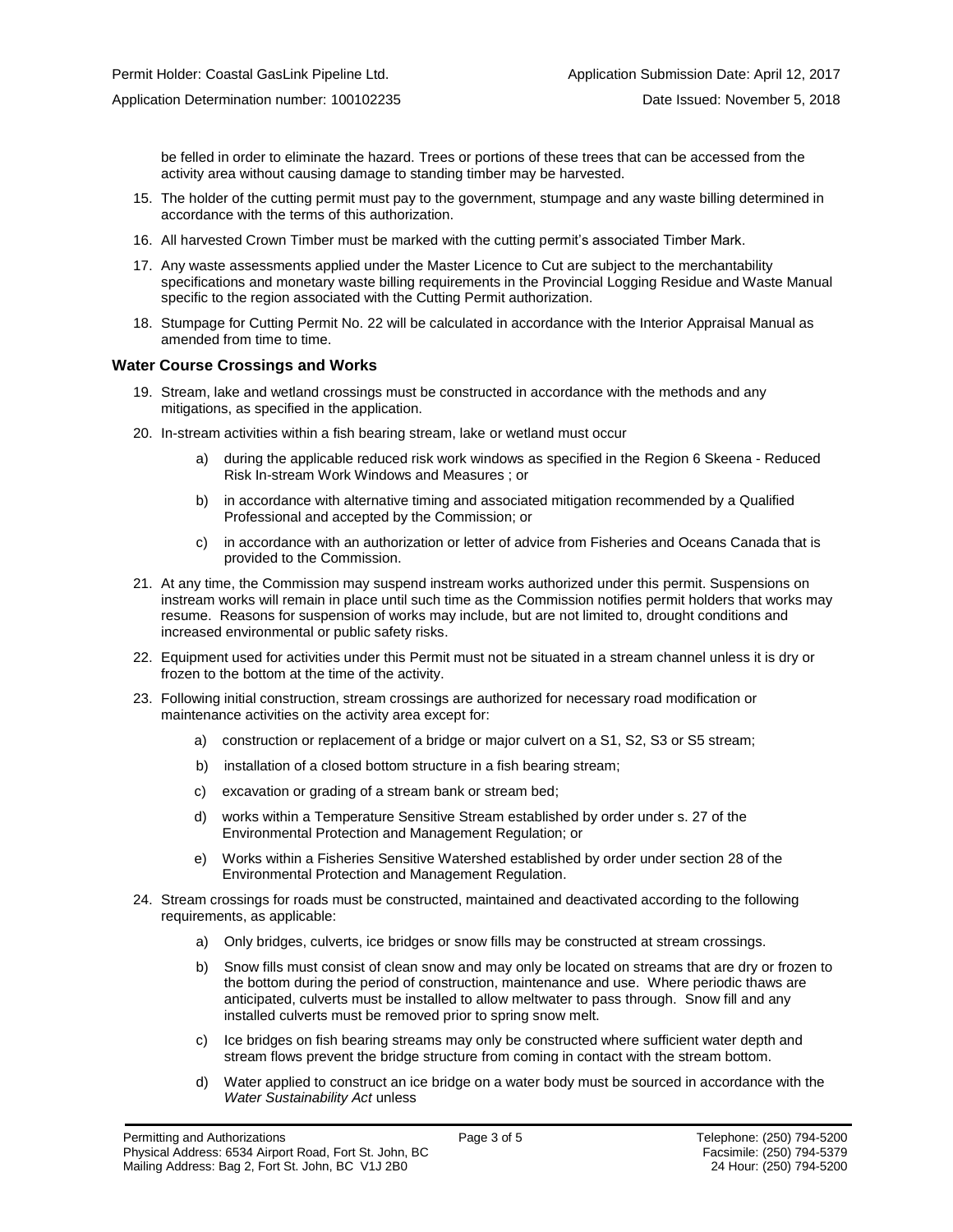be felled in order to eliminate the hazard. Trees or portions of these trees that can be accessed from the activity area without causing damage to standing timber may be harvested.

15. The holder of the cutting permit must pay to the government, stumpage and any waste billing determined in accordance with the terms of this authorization.
16. All harvested Crown Timber must be marked with the cutting permit's associated Timber Mark.
17. Any waste assessments applied under the Master Licence to Cut are subject to the merchantability specifications and monetary waste billing requirements in the Provincial Logging Residue and Waste Manual specific to the region associated with the Cutting Permit authorization.
18. Stumpage for Cutting Permit No. 22 will be calculated in accordance with the Interior Appraisal Manual as amended from time to time.

### Water Course Crossings and Works

19. Stream, lake and wetland crossings must be constructed in accordance with the methods and any mitigations, as specified in the application.
20. In-stream activities within a fish bearing stream, lake or wetland must occur
    a) during the applicable reduced risk work windows as specified in the Region 6 Skeena - Reduced Risk In-stream Work Windows and Measures ; or
    b) in accordance with alternative timing and associated mitigation recommended by a Qualified Professional and accepted by the Commission; or
    c) in accordance with an authorization or letter of advice from Fisheries and Oceans Canada that is provided to the Commission.
21. At any time, the Commission may suspend instream works authorized under this permit. Suspensions on instream works will remain in place until such time as the Commission notifies permit holders that works may resume. Reasons for suspension of works may include, but are not limited to, drought conditions and increased environmental or public safety risks.
22. Equipment used for activities under this Permit must not be situated in a stream channel unless it is dry or frozen to the bottom at the time of the activity.
23. Following initial construction, stream crossings are authorized for necessary road modification or maintenance activities on the activity area except for:
    a) construction or replacement of a bridge or major culvert on a S1, S2, S3 or S5 stream;
    b) installation of a closed bottom structure in a fish bearing stream;
    c) excavation or grading of a stream bank or stream bed;
    d) works within a Temperature Sensitive Stream established by order under s. 27 of the Environmental Protection and Management Regulation; or
    e) Works within a Fisheries Sensitive Watershed established by order under section 28 of the Environmental Protection and Management Regulation.
24. Stream crossings for roads must be constructed, maintained and deactivated according to the following requirements, as applicable:
    a) Only bridges, culverts, ice bridges or snow fills may be constructed at stream crossings.
    b) Snow fills must consist of clean snow and may only be located on streams that are dry or frozen to the bottom during the period of construction, maintenance and use. Where periodic thaws are anticipated, culverts must be installed to allow meltwater to pass through. Snow fill and any installed culverts must be removed prior to spring snow melt.
    c) Ice bridges on fish bearing streams may only be constructed where sufficient water depth and stream flows prevent the bridge structure from coming in contact with the stream bottom.
    d) Water applied to construct an ice bridge on a water body must be sourced in accordance with the *Water Sustainability Act* unless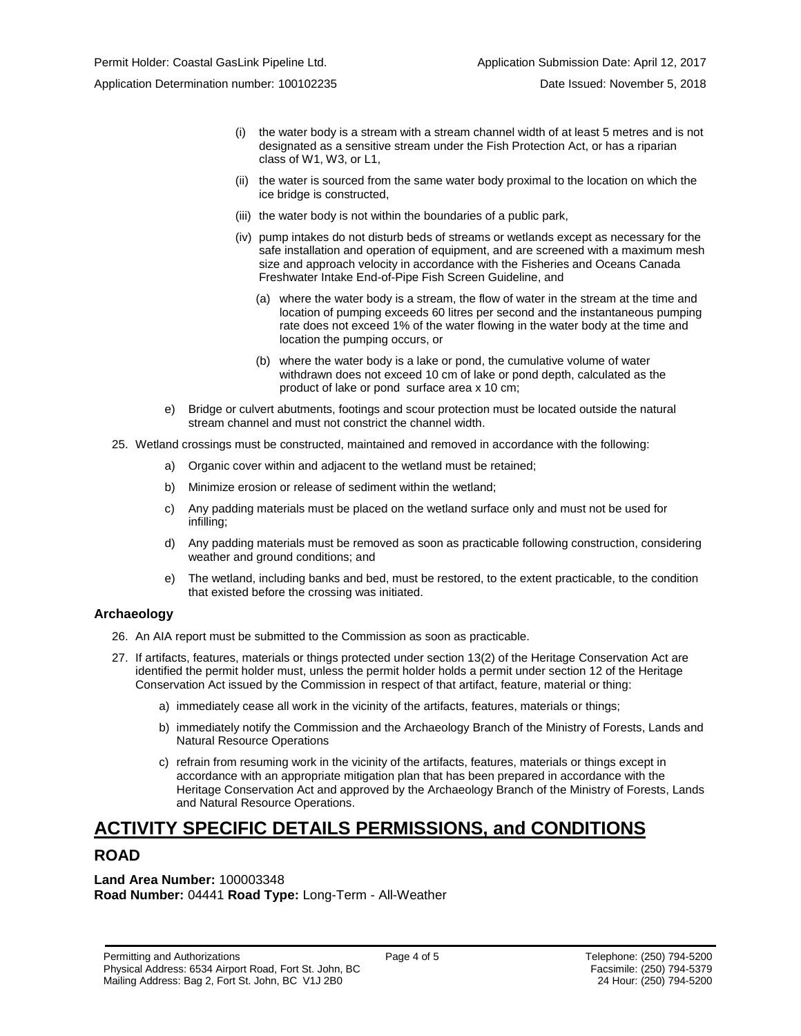(i) the water body is a stream with a stream channel width of at least 5 metres and is not designated as a sensitive stream under the Fish Protection Act, or has a riparian class of W1, W3, or L1,

(ii) the water is sourced from the same water body proximal to the location on which the ice bridge is constructed,

(iii) the water body is not within the boundaries of a public park,

(iv) pump intakes do not disturb beds of streams or wetlands except as necessary for the safe installation and operation of equipment, and are screened with a maximum mesh size and approach velocity in accordance with the Fisheries and Oceans Canada Freshwater Intake End-of-Pipe Fish Screen Guideline, and

(a) where the water body is a stream, the flow of water in the stream at the time and location of pumping exceeds 60 litres per second and the instantaneous pumping rate does not exceed 1% of the water flowing in the water body at the time and location the pumping occurs, or

(b) where the water body is a lake or pond, the cumulative volume of water withdrawn does not exceed 10 cm of lake or pond depth, calculated as the product of lake or pond surface area x 10 cm;

e) Bridge or culvert abutments, footings and scour protection must be located outside the natural stream channel and must not constrict the channel width.

25. Wetland crossings must be constructed, maintained and removed in accordance with the following:

    a) Organic cover within and adjacent to the wetland must be retained;

    b) Minimize erosion or release of sediment within the wetland;

    c) Any padding materials must be placed on the wetland surface only and must not be used for infilling;

    d) Any padding materials must be removed as soon as practicable following construction, considering weather and ground conditions; and

    e) The wetland, including banks and bed, must be restored, to the extent practicable, to the condition that existed before the crossing was initiated.

### Archaeology

26. An AIA report must be submitted to the Commission as soon as practicable.

27. If artifacts, features, materials or things protected under section 13(2) of the Heritage Conservation Act are identified the permit holder must, unless the permit holder holds a permit under section 12 of the Heritage Conservation Act issued by the Commission in respect of that artifact, feature, material or thing:

    a) immediately cease all work in the vicinity of the artifacts, features, materials or things;

    b) immediately notify the Commission and the Archaeology Branch of the Ministry of Forests, Lands and Natural Resource Operations

    c) refrain from resuming work in the vicinity of the artifacts, features, materials or things except in accordance with an appropriate mitigation plan that has been prepared in accordance with the Heritage Conservation Act and approved by the Archaeology Branch of the Ministry of Forests, Lands and Natural Resource Operations.

# ACTIVITY SPECIFIC DETAILS PERMISSIONS, and CONDITIONS

## ROAD

**Land Area Number:** 100003348
**Road Number:** 04441 **Road Type:** Long-Term - All-Weather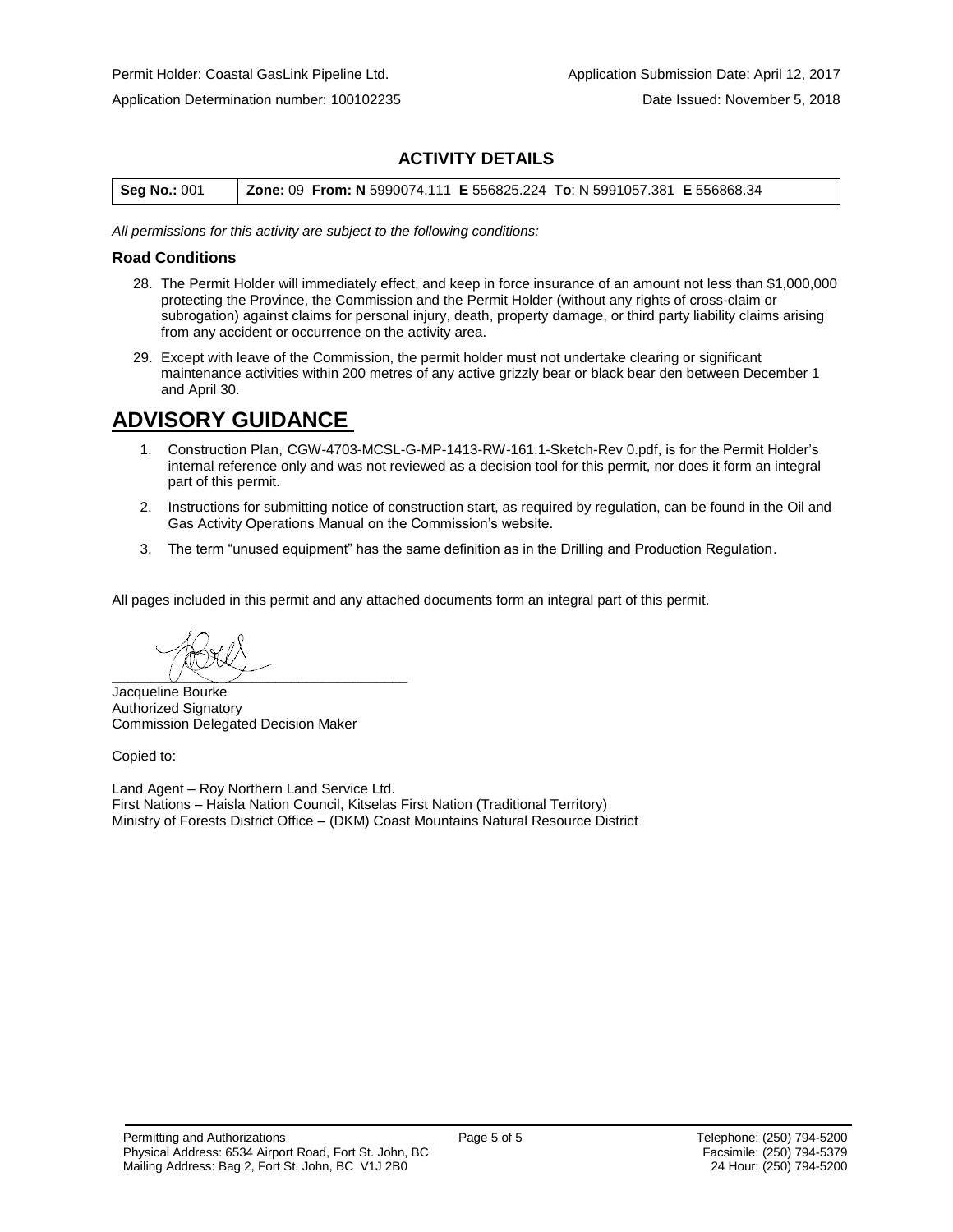Permit Holder: Coastal GasLink Pipeline Ltd.

Application Submission Date: April 12, 2017

Application Determination number: 100102235

Date Issued: November 5, 2018

## ACTIVITY DETAILS

| | |
|---|---|
| **Seg No.:** 001 | **Zone:** 09 **From: N** 5990074.111 **E** 556825.224 **To**: N 5991057.381 **E** 556868.34 |

*All permissions for this activity are subject to the following conditions:*

### Road Conditions

28. The Permit Holder will immediately effect, and keep in force insurance of an amount not less than $1,000,000 protecting the Province, the Commission and the Permit Holder (without any rights of cross-claim or subrogation) against claims for personal injury, death, property damage, or third party liability claims arising from any accident or occurrence on the activity area.
29. Except with leave of the Commission, the permit holder must not undertake clearing or significant maintenance activities within 200 metres of any active grizzly bear or black bear den between December 1 and April 30.

# ADVISORY GUIDANCE

1. Construction Plan, CGW-4703-MCSL-G-MP-1413-RW-161.1-Sketch-Rev 0.pdf, is for the Permit Holder's internal reference only and was not reviewed as a decision tool for this permit, nor does it form an integral part of this permit.
2. Instructions for submitting notice of construction start, as required by regulation, can be found in the Oil and Gas Activity Operations Manual on the Commission's website.
3. The term "unused equipment" has the same definition as in the Drilling and Production Regulation.

All pages included in this permit and any attached documents form an integral part of this permit.

Jacqueline Bourke
Authorized Signatory
Commission Delegated Decision Maker

Copied to:

Land Agent – Roy Northern Land Service Ltd.
First Nations – Haisla Nation Council, Kitselas First Nation (Traditional Territory)
Ministry of Forests District Office – (DKM) Coast Mountains Natural Resource District

Permitting and Authorizations
Physical Address: 6534 Airport Road, Fort St. John, BC
Mailing Address: Bag 2, Fort St. John, BC V1J 2B0

Telephone: (250) 794-5200
Facsimile: (250) 794-5379
24 Hour: (250) 794-5200